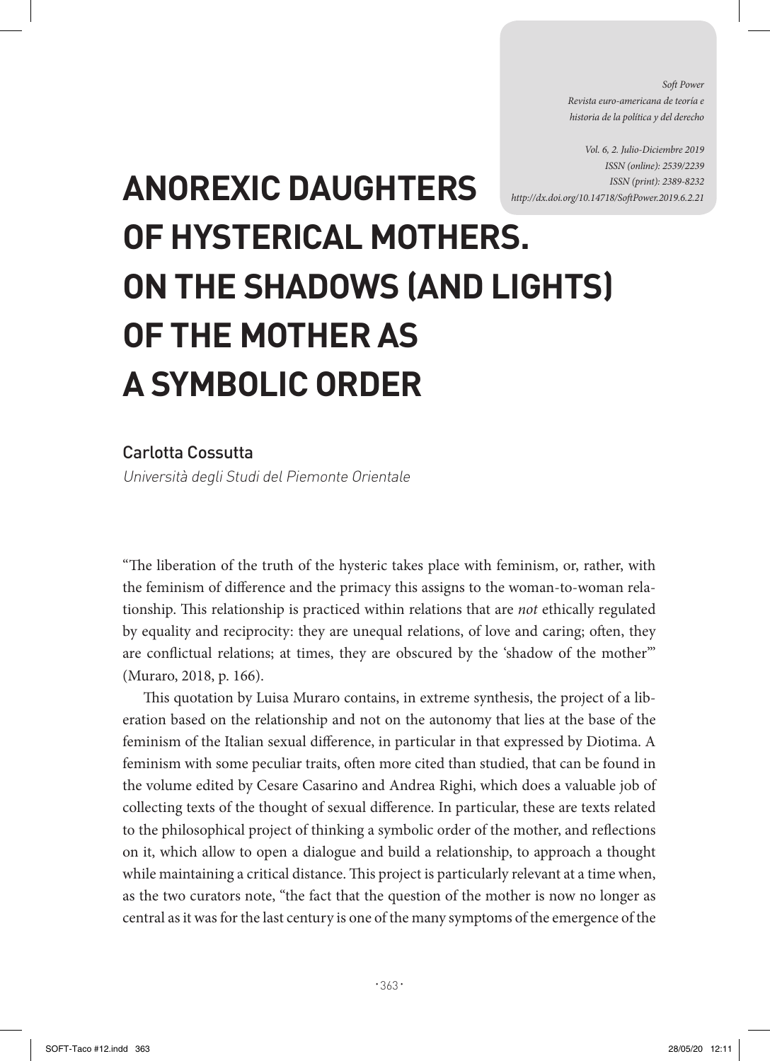# ANOREXIC DAUGHTERS OF HYSTERICAL MOTHERS. ON THE SHADOWS (AND LIGHTS) OF THE MOTHER AS A SYMBOLIC ORDER

Carlotta Cossutta

*Università degli Studi del Piemonte Orientale*

"The liberation of the truth of the hysteric takes place with feminism, or, rather, with the feminism of difference and the primacy this assigns to the woman-to-woman relationship. This relationship is practiced within relations that are *not* ethically regulated by equality and reciprocity: they are unequal relations, of love and caring; often, they are conflictual relations; at times, they are obscured by the 'shadow of the mother'" (Muraro, 2018, p. 166).

This quotation by Luisa Muraro contains, in extreme synthesis, the project of a liberation based on the relationship and not on the autonomy that lies at the base of the feminism of the Italian sexual difference, in particular in that expressed by Diotima. A feminism with some peculiar traits, often more cited than studied, that can be found in the volume edited by Cesare Casarino and Andrea Righi, which does a valuable job of collecting texts of the thought of sexual difference. In particular, these are texts related to the philosophical project of thinking a symbolic order of the mother, and reflections on it, which allow to open a dialogue and build a relationship, to approach a thought while maintaining a critical distance. This project is particularly relevant at a time when, as the two curators note, "the fact that the question of the mother is now no longer as central as it was for the last century is one of the many symptoms of the emergence of the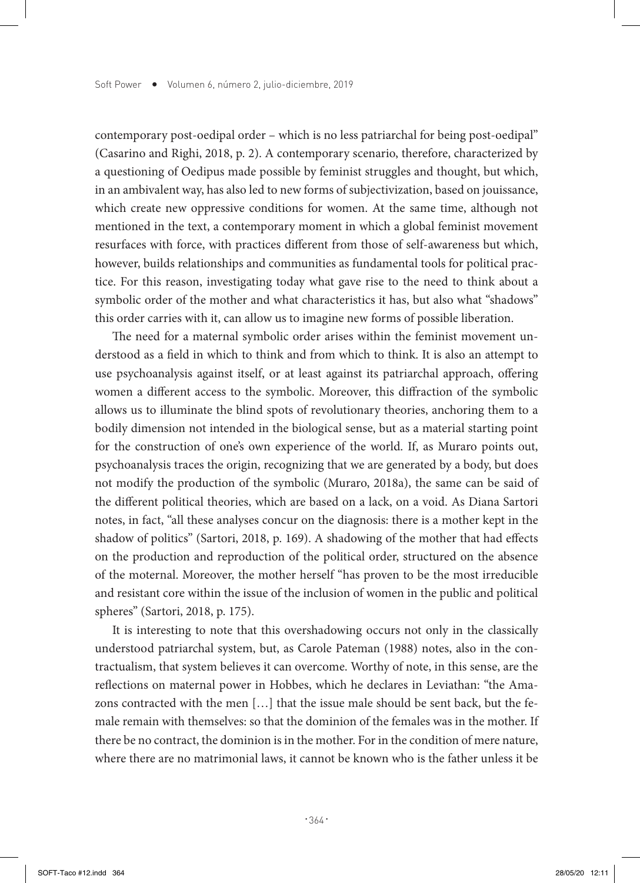contemporary post-oedipal order – which is no less patriarchal for being post-oedipal" (Casarino and Righi, 2018, p. 2). A contemporary scenario, therefore, characterized by a questioning of Oedipus made possible by feminist struggles and thought, but which, in an ambivalent way, has also led to new forms of subjectivization, based on jouissance, which create new oppressive conditions for women. At the same time, although not mentioned in the text, a contemporary moment in which a global feminist movement resurfaces with force, with practices different from those of self-awareness but which, however, builds relationships and communities as fundamental tools for political practice. For this reason, investigating today what gave rise to the need to think about a symbolic order of the mother and what characteristics it has, but also what "shadows" this order carries with it, can allow us to imagine new forms of possible liberation.

The need for a maternal symbolic order arises within the feminist movement understood as a field in which to think and from which to think. It is also an attempt to use psychoanalysis against itself, or at least against its patriarchal approach, offering women a different access to the symbolic. Moreover, this diffraction of the symbolic allows us to illuminate the blind spots of revolutionary theories, anchoring them to a bodily dimension not intended in the biological sense, but as a material starting point for the construction of one's own experience of the world. If, as Muraro points out, psychoanalysis traces the origin, recognizing that we are generated by a body, but does not modify the production of the symbolic (Muraro, 2018a), the same can be said of the different political theories, which are based on a lack, on a void. As Diana Sartori notes, in fact, "all these analyses concur on the diagnosis: there is a mother kept in the shadow of politics" (Sartori, 2018, p. 169). A shadowing of the mother that had effects on the production and reproduction of the political order, structured on the absence of the moternal. Moreover, the mother herself "has proven to be the most irreducible and resistant core within the issue of the inclusion of women in the public and political spheres" (Sartori, 2018, p. 175).

It is interesting to note that this overshadowing occurs not only in the classically understood patriarchal system, but, as Carole Pateman (1988) notes, also in the contractualism, that system believes it can overcome. Worthy of note, in this sense, are the reflections on maternal power in Hobbes, which he declares in Leviathan: "the Amazons contracted with the men […] that the issue male should be sent back, but the female remain with themselves: so that the dominion of the females was in the mother. If there be no contract, the dominion is in the mother. For in the condition of mere nature, where there are no matrimonial laws, it cannot be known who is the father unless it be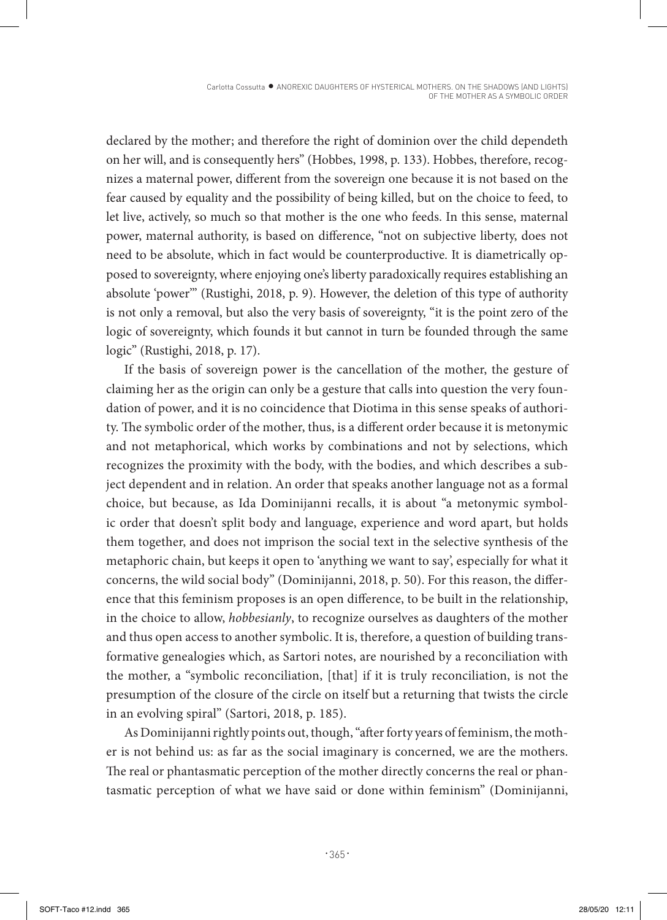declared by the mother; and therefore the right of dominion over the child dependeth on her will, and is consequently hers" (Hobbes, 1998, p. 133). Hobbes, therefore, recognizes a maternal power, different from the sovereign one because it is not based on the fear caused by equality and the possibility of being killed, but on the choice to feed, to let live, actively, so much so that mother is the one who feeds. In this sense, maternal power, maternal authority, is based on difference, "not on subjective liberty, does not need to be absolute, which in fact would be counterproductive. It is diametrically opposed to sovereignty, where enjoying one's liberty paradoxically requires establishing an absolute 'power'" (Rustighi, 2018, p. 9). However, the deletion of this type of authority is not only a removal, but also the very basis of sovereignty, "it is the point zero of the logic of sovereignty, which founds it but cannot in turn be founded through the same logic" (Rustighi, 2018, p. 17).

If the basis of sovereign power is the cancellation of the mother, the gesture of claiming her as the origin can only be a gesture that calls into question the very foundation of power, and it is no coincidence that Diotima in this sense speaks of authority. The symbolic order of the mother, thus, is a different order because it is metonymic and not metaphorical, which works by combinations and not by selections, which recognizes the proximity with the body, with the bodies, and which describes a subject dependent and in relation. An order that speaks another language not as a formal choice, but because, as Ida Dominijanni recalls, it is about "a metonymic symbolic order that doesn't split body and language, experience and word apart, but holds them together, and does not imprison the social text in the selective synthesis of the metaphoric chain, but keeps it open to 'anything we want to say', especially for what it concerns, the wild social body" (Dominijanni, 2018, p. 50). For this reason, the difference that this feminism proposes is an open difference, to be built in the relationship, in the choice to allow, *hobbesianly*, to recognize ourselves as daughters of the mother and thus open access to another symbolic. It is, therefore, a question of building transformative genealogies which, as Sartori notes, are nourished by a reconciliation with the mother, a "symbolic reconciliation, [that] if it is truly reconciliation, is not the presumption of the closure of the circle on itself but a returning that twists the circle in an evolving spiral" (Sartori, 2018, p. 185).

As Dominijanni rightly points out, though, "after forty years of feminism, the mother is not behind us: as far as the social imaginary is concerned, we are the mothers. The real or phantasmatic perception of the mother directly concerns the real or phantasmatic perception of what we have said or done within feminism" (Dominijanni,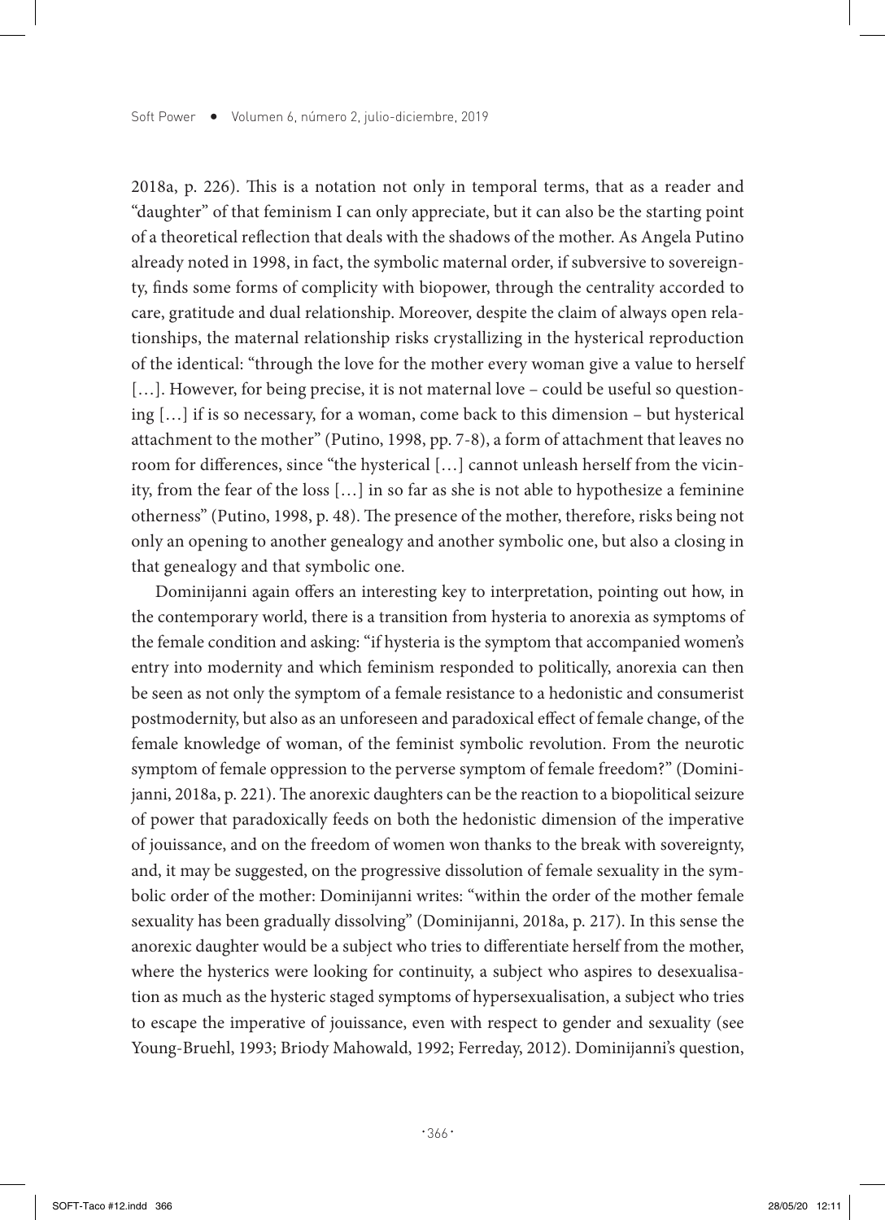2018a, p. 226). This is a notation not only in temporal terms, that as a reader and "daughter" of that feminism I can only appreciate, but it can also be the starting point of a theoretical reflection that deals with the shadows of the mother. As Angela Putino already noted in 1998, in fact, the symbolic maternal order, if subversive to sovereignty, finds some forms of complicity with biopower, through the centrality accorded to care, gratitude and dual relationship. Moreover, despite the claim of always open relationships, the maternal relationship risks crystallizing in the hysterical reproduction of the identical: "through the love for the mother every woman give a value to herself […]. However, for being precise, it is not maternal love – could be useful so questioning […] if is so necessary, for a woman, come back to this dimension – but hysterical attachment to the mother" (Putino, 1998, pp. 7-8), a form of attachment that leaves no room for differences, since "the hysterical […] cannot unleash herself from the vicinity, from the fear of the loss […] in so far as she is not able to hypothesize a feminine otherness" (Putino, 1998, p. 48). The presence of the mother, therefore, risks being not only an opening to another genealogy and another symbolic one, but also a closing in that genealogy and that symbolic one.

Dominijanni again offers an interesting key to interpretation, pointing out how, in the contemporary world, there is a transition from hysteria to anorexia as symptoms of the female condition and asking: "if hysteria is the symptom that accompanied women's entry into modernity and which feminism responded to politically, anorexia can then be seen as not only the symptom of a female resistance to a hedonistic and consumerist postmodernity, but also as an unforeseen and paradoxical effect of female change, of the female knowledge of woman, of the feminist symbolic revolution. From the neurotic symptom of female oppression to the perverse symptom of female freedom?" (Dominijanni, 2018a, p. 221). The anorexic daughters can be the reaction to a biopolitical seizure of power that paradoxically feeds on both the hedonistic dimension of the imperative of jouissance, and on the freedom of women won thanks to the break with sovereignty, and, it may be suggested, on the progressive dissolution of female sexuality in the symbolic order of the mother: Dominijanni writes: "within the order of the mother female sexuality has been gradually dissolving" (Dominijanni, 2018a, p. 217). In this sense the anorexic daughter would be a subject who tries to differentiate herself from the mother, where the hysterics were looking for continuity, a subject who aspires to desexualisation as much as the hysteric staged symptoms of hypersexualisation, a subject who tries to escape the imperative of jouissance, even with respect to gender and sexuality (see Young-Bruehl, 1993; Briody Mahowald, 1992; Ferreday, 2012). Dominijanni's question,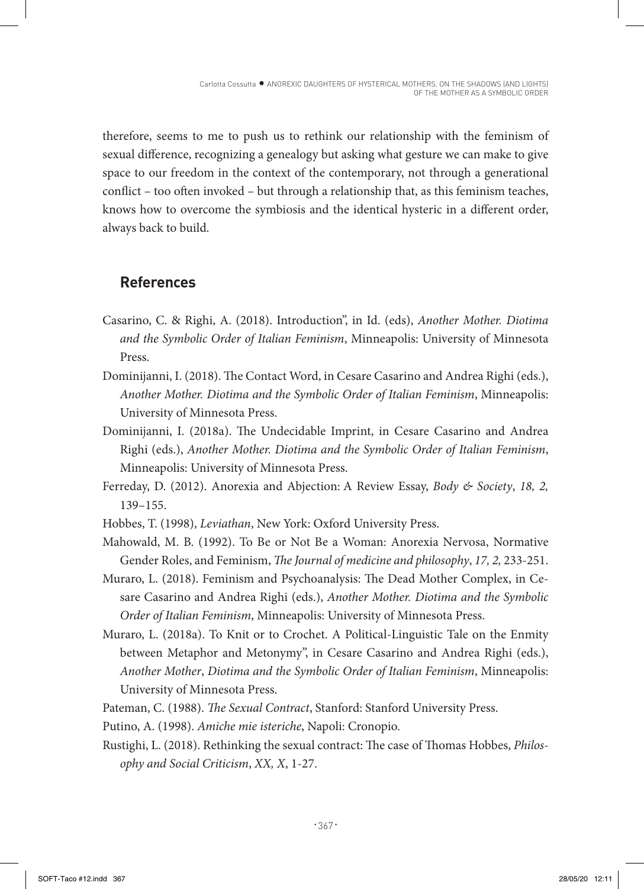therefore, seems to me to push us to rethink our relationship with the feminism of sexual difference, recognizing a genealogy but asking what gesture we can make to give space to our freedom in the context of the contemporary, not through a generational conflict – too often invoked – but through a relationship that, as this feminism teaches, knows how to overcome the symbiosis and the identical hysteric in a different order, always back to build.

## References

Casarino, C. & Righi, A. (2018). Introduction", in Id. (eds), *Another Mother. Diotima and the Symbolic Order of Italian Feminism*, Minneapolis: University of Minnesota Press.

Dominijanni, I. (2018). The Contact Word, in Cesare Casarino and Andrea Righi (eds.), *Another Mother. Diotima and the Symbolic Order of Italian Feminism*, Minneapolis: University of Minnesota Press.

Dominijanni, I. (2018a). The Undecidable Imprint, in Cesare Casarino and Andrea Righi (eds.), *Another Mother. Diotima and the Symbolic Order of Italian Feminism*, Minneapolis: University of Minnesota Press.

Ferreday, D. (2012). Anorexia and Abjection: A Review Essay, *Body & Society*, *18, 2,* 139–155.

Hobbes, T. (1998), *Leviathan*, New York: Oxford University Press.

Mahowald, M. B. (1992). To Be or Not Be a Woman: Anorexia Nervosa, Normative Gender Roles, and Feminism, *The Journal of medicine and philosophy*, *17, 2,* 233-251.

Muraro, L. (2018). Feminism and Psychoanalysis: The Dead Mother Complex, in Cesare Casarino and Andrea Righi (eds.), *Another Mother. Diotima and the Symbolic Order of Italian Feminism*, Minneapolis: University of Minnesota Press.

Muraro, L. (2018a). To Knit or to Crochet. A Political-Linguistic Tale on the Enmity between Metaphor and Metonymy", in Cesare Casarino and Andrea Righi (eds.), *Another Mother*, *Diotima and the Symbolic Order of Italian Feminism*, Minneapolis: University of Minnesota Press.

Pateman, C. (1988). *The Sexual Contract*, Stanford: Stanford University Press.

Putino, A. (1998). *Amiche mie isteriche*, Napoli: Cronopio.

Rustighi, L. (2018). Rethinking the sexual contract: The case of Thomas Hobbes, *Philosophy and Social Criticism*, *XX, X*, 1-27.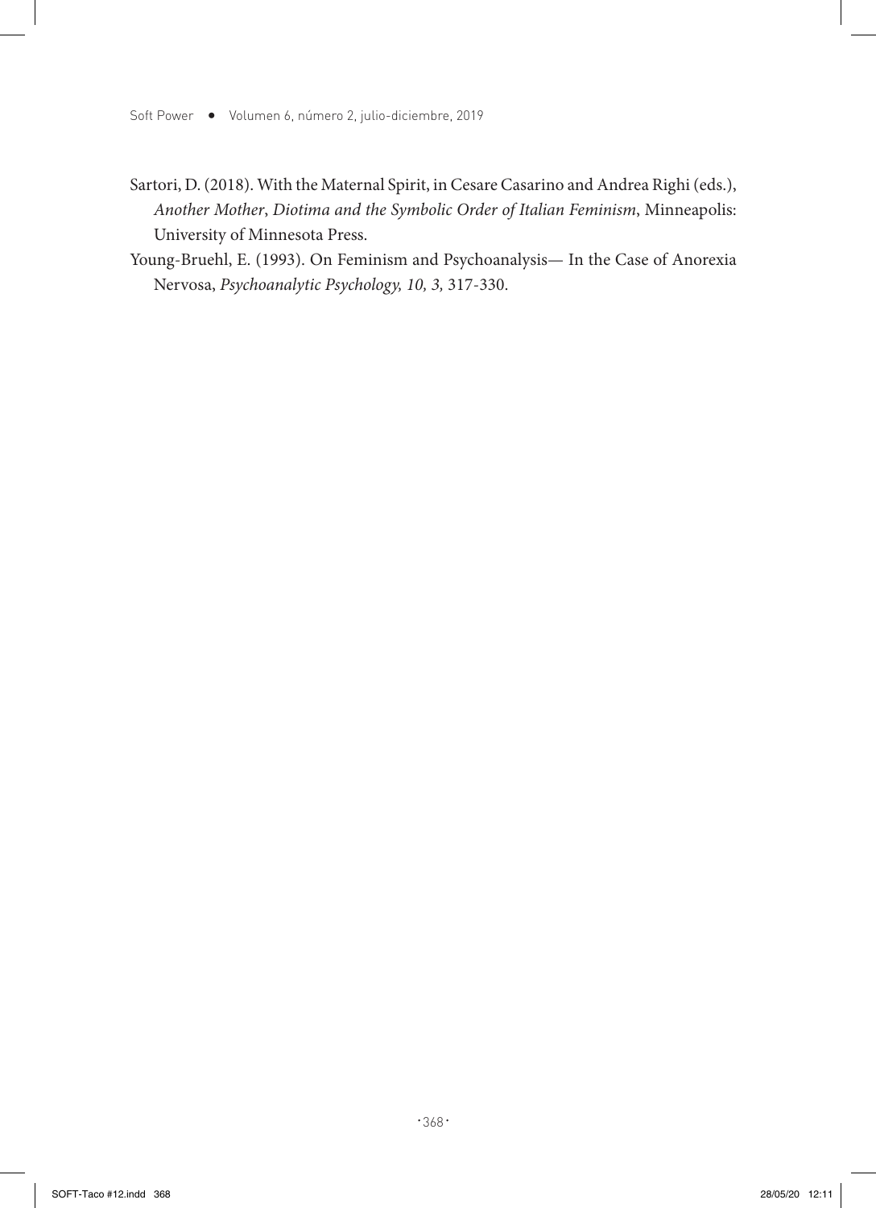Sartori, D. (2018). With the Maternal Spirit, in Cesare Casarino and Andrea Righi (eds.), *Another Mother*, *Diotima and the Symbolic Order of Italian Feminism*, Minneapolis: University of Minnesota Press.

Young-Bruehl, E. (1993). On Feminism and Psychoanalysis— In the Case of Anorexia Nervosa, *Psychoanalytic Psychology, 10, 3,* 317-330.